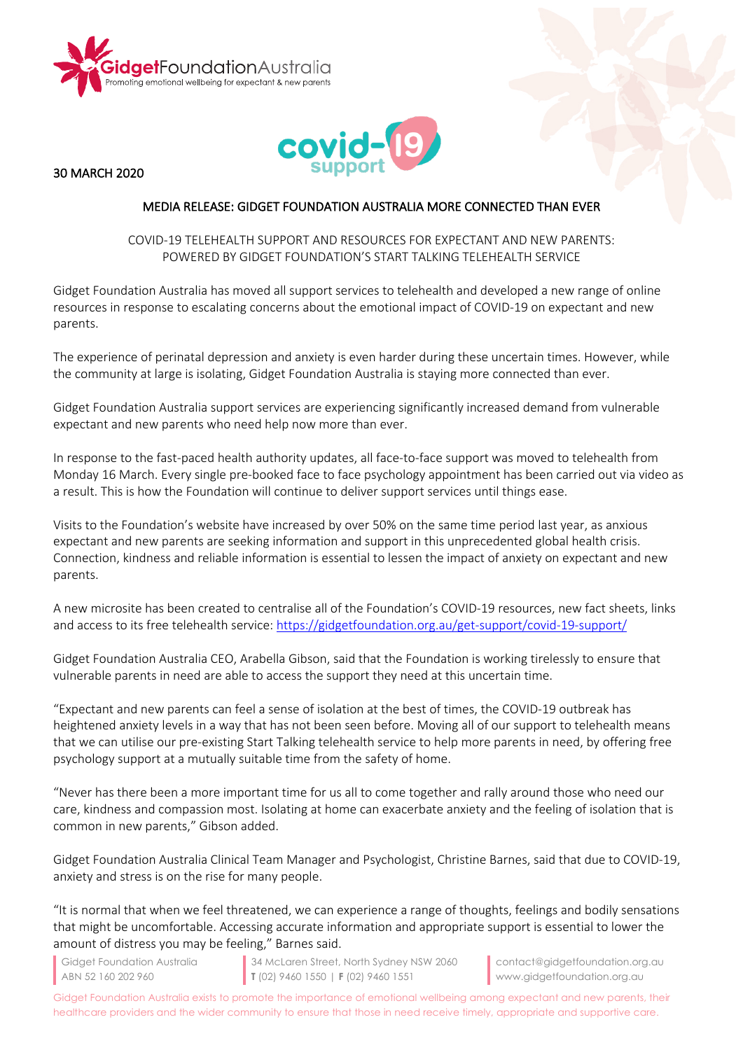GidgetFoundationAustralia
Promoting emotional wellbeing for expectant & new parents

covid-19 support

30 MARCH 2020

## MEDIA RELEASE: GIDGET FOUNDATION AUSTRALIA MORE CONNECTED THAN EVER

COVID-19 TELEHEALTH SUPPORT AND RESOURCES FOR EXPECTANT AND NEW PARENTS: POWERED BY GIDGET FOUNDATION'S START TALKING TELEHEALTH SERVICE

Gidget Foundation Australia has moved all support services to telehealth and developed a new range of online resources in response to escalating concerns about the emotional impact of COVID-19 on expectant and new parents.

The experience of perinatal depression and anxiety is even harder during these uncertain times. However, while the community at large is isolating, Gidget Foundation Australia is staying more connected than ever.

Gidget Foundation Australia support services are experiencing significantly increased demand from vulnerable expectant and new parents who need help now more than ever.

In response to the fast-paced health authority updates, all face-to-face support was moved to telehealth from Monday 16 March. Every single pre-booked face to face psychology appointment has been carried out via video as a result. This is how the Foundation will continue to deliver support services until things ease.

Visits to the Foundation's website have increased by over 50% on the same time period last year, as anxious expectant and new parents are seeking information and support in this unprecedented global health crisis. Connection, kindness and reliable information is essential to lessen the impact of anxiety on expectant and new parents.

A new microsite has been created to centralise all of the Foundation's COVID-19 resources, new fact sheets, links and access to its free telehealth service: https://gidgetfoundation.org.au/get-support/covid-19-support/

Gidget Foundation Australia CEO, Arabella Gibson, said that the Foundation is working tirelessly to ensure that vulnerable parents in need are able to access the support they need at this uncertain time.

"Expectant and new parents can feel a sense of isolation at the best of times, the COVID-19 outbreak has heightened anxiety levels in a way that has not been seen before. Moving all of our support to telehealth means that we can utilise our pre-existing Start Talking telehealth service to help more parents in need, by offering free psychology support at a mutually suitable time from the safety of home.

"Never has there been a more important time for us all to come together and rally around those who need our care, kindness and compassion most. Isolating at home can exacerbate anxiety and the feeling of isolation that is common in new parents," Gibson added.

Gidget Foundation Australia Clinical Team Manager and Psychologist, Christine Barnes, said that due to COVID-19, anxiety and stress is on the rise for many people.

"It is normal that when we feel threatened, we can experience a range of thoughts, feelings and bodily sensations that might be uncomfortable. Accessing accurate information and appropriate support is essential to lower the amount of distress you may be feeling," Barnes said.

Gidget Foundation Australia
ABN 52 160 202 960

34 McLaren Street, North Sydney NSW 2060
**T** (02) 9460 1550 | **F** (02) 9460 1551

contact@gidgetfoundation.org.au
www.gidgetfoundation.org.au

Gidget Foundation Australia exists to promote the importance of emotional wellbeing among expectant and new parents, their healthcare providers and the wider community to ensure that those in need receive timely, appropriate and supportive care.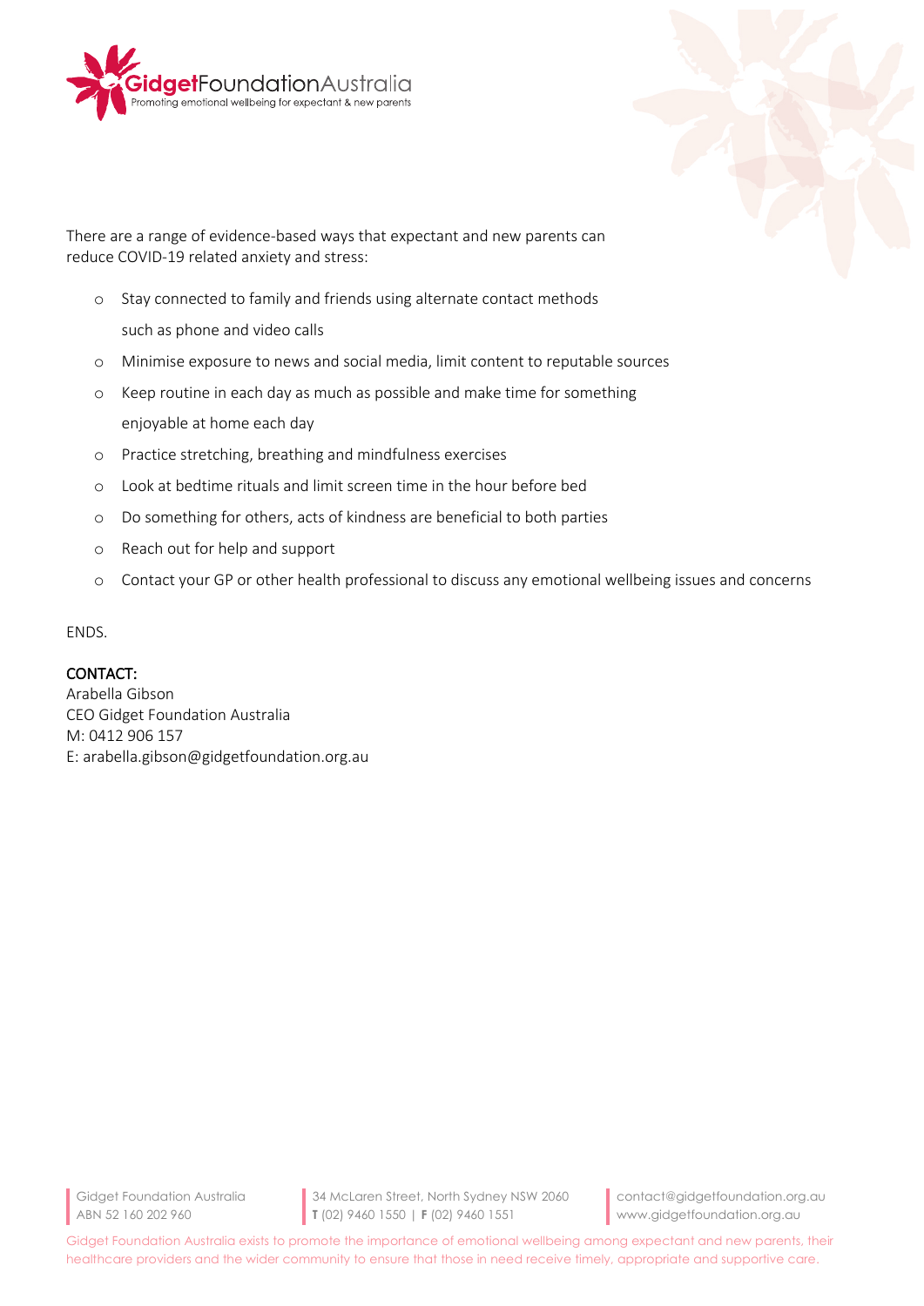There are a range of evidence-based ways that expectant and new parents can reduce COVID-19 related anxiety and stress:

- Stay connected to family and friends using alternate contact methods such as phone and video calls
- Minimise exposure to news and social media, limit content to reputable sources
- Keep routine in each day as much as possible and make time for something enjoyable at home each day
- Practice stretching, breathing and mindfulness exercises
- Look at bedtime rituals and limit screen time in the hour before bed
- Do something for others, acts of kindness are beneficial to both parties
- Reach out for help and support
- Contact your GP or other health professional to discuss any emotional wellbeing issues and concerns

ENDS.

**CONTACT:**
Arabella Gibson
CEO Gidget Foundation Australia
M: 0412 906 157
E: arabella.gibson@gidgetfoundation.org.au